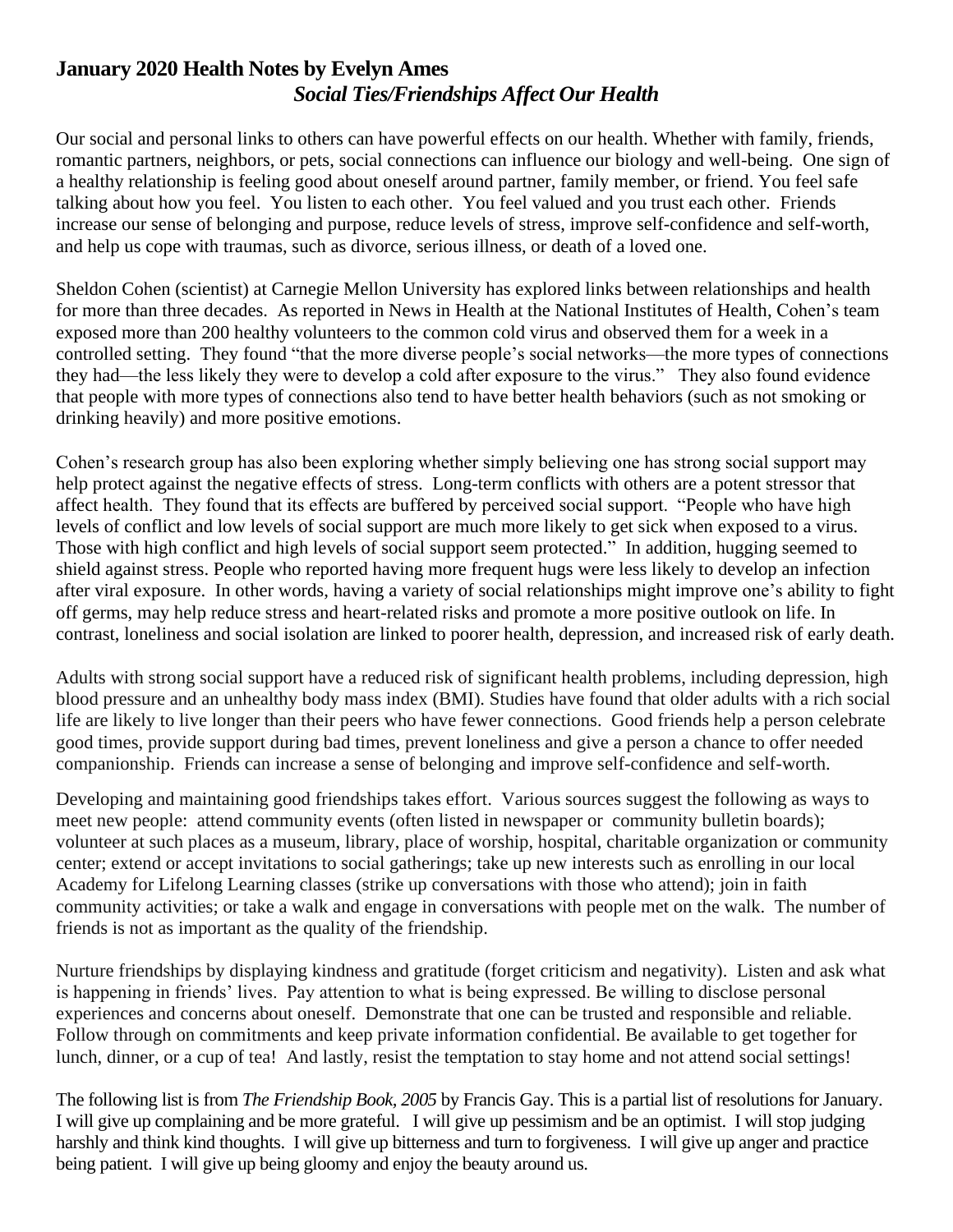# January 2020 Health Notes by Evelyn Ames

## *Social Ties/Friendships Affect Our Health*

Our social and personal links to others can have powerful effects on our health. Whether with family, friends, romantic partners, neighbors, or pets, social connections can influence our biology and well-being. One sign of a healthy relationship is feeling good about oneself around partner, family member, or friend. You feel safe talking about how you feel. You listen to each other. You feel valued and you trust each other. Friends increase our sense of belonging and purpose, reduce levels of stress, improve self-confidence and self-worth, and help us cope with traumas, such as divorce, serious illness, or death of a loved one.

Sheldon Cohen (scientist) at Carnegie Mellon University has explored links between relationships and health for more than three decades. As reported in News in Health at the National Institutes of Health, Cohen's team exposed more than 200 healthy volunteers to the common cold virus and observed them for a week in a controlled setting. They found "that the more diverse people's social networks—the more types of connections they had—the less likely they were to develop a cold after exposure to the virus." They also found evidence that people with more types of connections also tend to have better health behaviors (such as not smoking or drinking heavily) and more positive emotions.

Cohen's research group has also been exploring whether simply believing one has strong social support may help protect against the negative effects of stress. Long-term conflicts with others are a potent stressor that affect health. They found that its effects are buffered by perceived social support. "People who have high levels of conflict and low levels of social support are much more likely to get sick when exposed to a virus. Those with high conflict and high levels of social support seem protected." In addition, hugging seemed to shield against stress. People who reported having more frequent hugs were less likely to develop an infection after viral exposure. In other words, having a variety of social relationships might improve one's ability to fight off germs, may help reduce stress and heart-related risks and promote a more positive outlook on life. In contrast, loneliness and social isolation are linked to poorer health, depression, and increased risk of early death.

Adults with strong social support have a reduced risk of significant health problems, including depression, high blood pressure and an unhealthy body mass index (BMI). Studies have found that older adults with a rich social life are likely to live longer than their peers who have fewer connections. Good friends help a person celebrate good times, provide support during bad times, prevent loneliness and give a person a chance to offer needed companionship. Friends can increase a sense of belonging and improve self-confidence and self-worth.

Developing and maintaining good friendships takes effort. Various sources suggest the following as ways to meet new people: attend community events (often listed in newspaper or community bulletin boards); volunteer at such places as a museum, library, place of worship, hospital, charitable organization or community center; extend or accept invitations to social gatherings; take up new interests such as enrolling in our local Academy for Lifelong Learning classes (strike up conversations with those who attend); join in faith community activities; or take a walk and engage in conversations with people met on the walk. The number of friends is not as important as the quality of the friendship.

Nurture friendships by displaying kindness and gratitude (forget criticism and negativity). Listen and ask what is happening in friends' lives. Pay attention to what is being expressed. Be willing to disclose personal experiences and concerns about oneself. Demonstrate that one can be trusted and responsible and reliable. Follow through on commitments and keep private information confidential. Be available to get together for lunch, dinner, or a cup of tea! And lastly, resist the temptation to stay home and not attend social settings!

The following list is from *The Friendship Book, 2005* by Francis Gay. This is a partial list of resolutions for January. I will give up complaining and be more grateful. I will give up pessimism and be an optimist. I will stop judging harshly and think kind thoughts. I will give up bitterness and turn to forgiveness. I will give up anger and practice being patient. I will give up being gloomy and enjoy the beauty around us.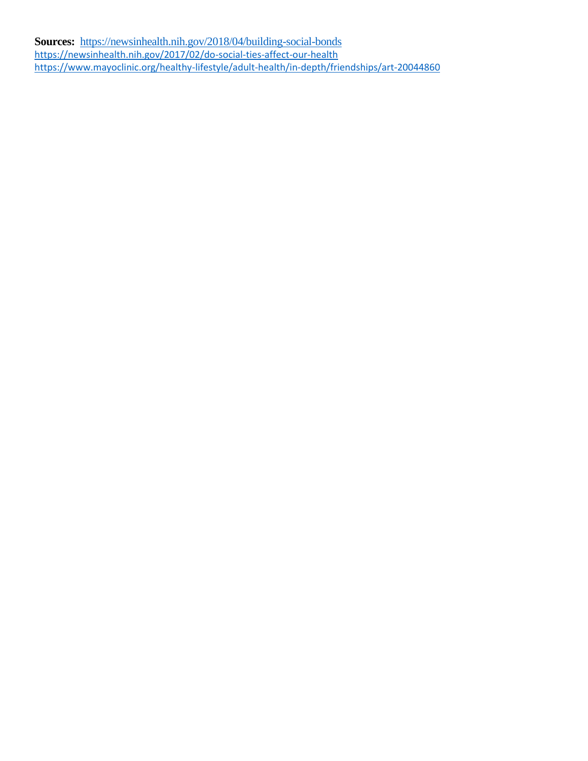**Sources:** https://newsinhealth.nih.gov/2018/04/building-social-bonds
https://newsinhealth.nih.gov/2017/02/do-social-ties-affect-our-health
https://www.mayoclinic.org/healthy-lifestyle/adult-health/in-depth/friendships/art-20044860